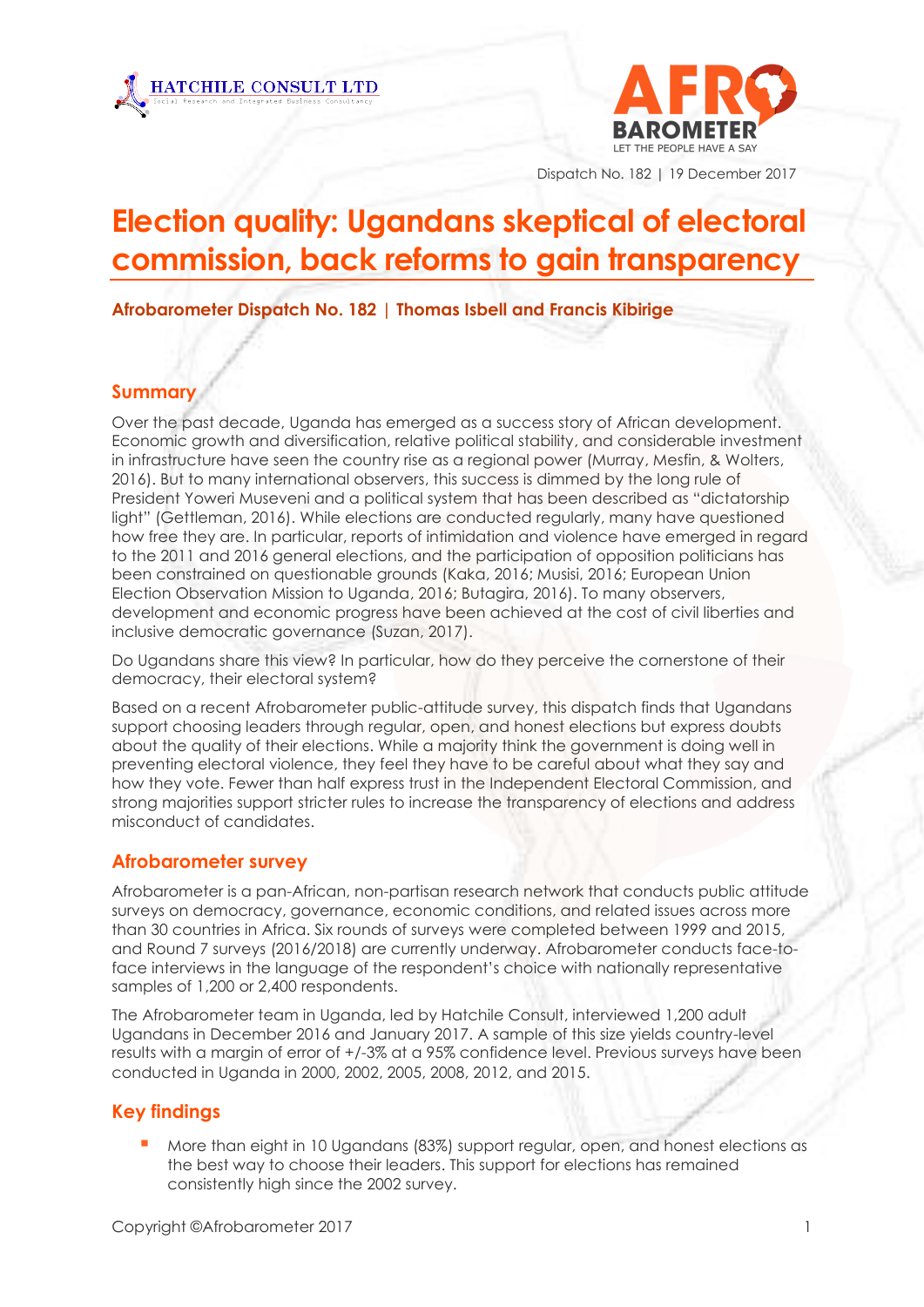Dispatch No. 182 | 19 December 2017

# Election quality: Ugandans skeptical of electoral commission, back reforms to gain transparency

**Afrobarometer Dispatch No. 182 | Thomas Isbell and Francis Kibirige**

## Summary

Over the past decade, Uganda has emerged as a success story of African development. Economic growth and diversification, relative political stability, and considerable investment in infrastructure have seen the country rise as a regional power (Murray, Mesfin, & Wolters, 2016). But to many international observers, this success is dimmed by the long rule of President Yoweri Museveni and a political system that has been described as "dictatorship light" (Gettleman, 2016). While elections are conducted regularly, many have questioned how free they are. In particular, reports of intimidation and violence have emerged in regard to the 2011 and 2016 general elections, and the participation of opposition politicians has been constrained on questionable grounds (Kaka, 2016; Musisi, 2016; European Union Election Observation Mission to Uganda, 2016; Butagira, 2016). To many observers, development and economic progress have been achieved at the cost of civil liberties and inclusive democratic governance (Suzan, 2017).

Do Ugandans share this view? In particular, how do they perceive the cornerstone of their democracy, their electoral system?

Based on a recent Afrobarometer public-attitude survey, this dispatch finds that Ugandans support choosing leaders through regular, open, and honest elections but express doubts about the quality of their elections. While a majority think the government is doing well in preventing electoral violence, they feel they have to be careful about what they say and how they vote. Fewer than half express trust in the Independent Electoral Commission, and strong majorities support stricter rules to increase the transparency of elections and address misconduct of candidates.

## Afrobarometer survey

Afrobarometer is a pan-African, non-partisan research network that conducts public attitude surveys on democracy, governance, economic conditions, and related issues across more than 30 countries in Africa. Six rounds of surveys were completed between 1999 and 2015, and Round 7 surveys (2016/2018) are currently underway. Afrobarometer conducts face-to-face interviews in the language of the respondent's choice with nationally representative samples of 1,200 or 2,400 respondents.

The Afrobarometer team in Uganda, led by Hatchile Consult, interviewed 1,200 adult Ugandans in December 2016 and January 2017. A sample of this size yields country-level results with a margin of error of +/-3% at a 95% confidence level. Previous surveys have been conducted in Uganda in 2000, 2002, 2005, 2008, 2012, and 2015.

## Key findings

- More than eight in 10 Ugandans (83%) support regular, open, and honest elections as the best way to choose their leaders. This support for elections has remained consistently high since the 2002 survey.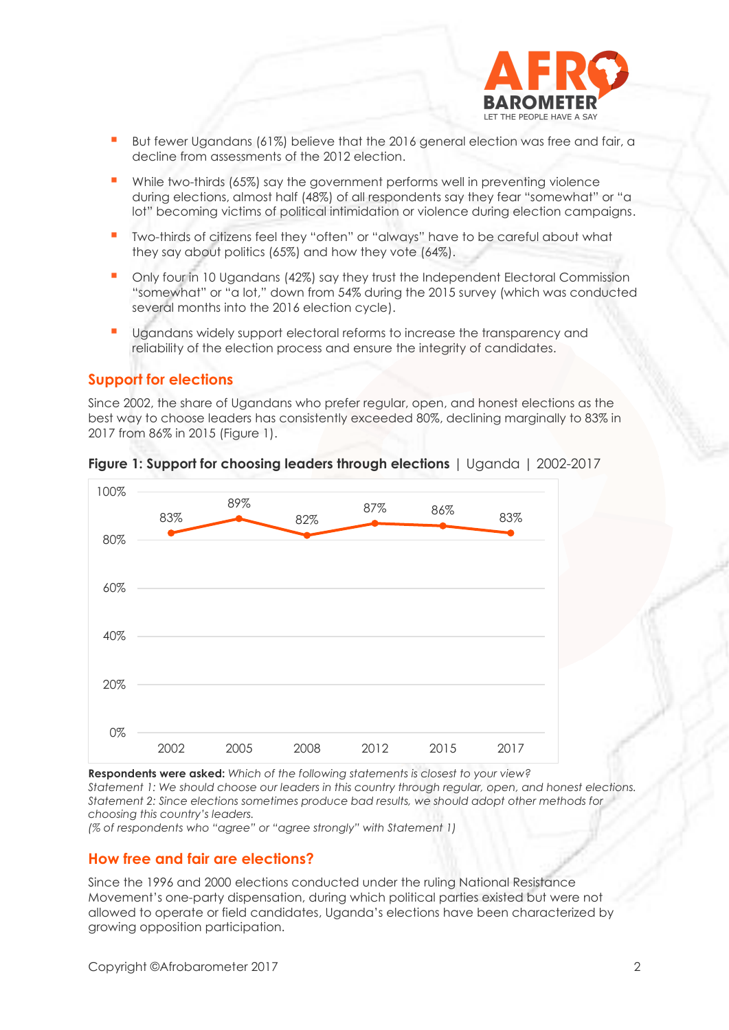- But fewer Ugandans (61%) believe that the 2016 general election was free and fair, a decline from assessments of the 2012 election.
- While two-thirds (65%) say the government performs well in preventing violence during elections, almost half (48%) of all respondents say they fear "somewhat" or "a lot" becoming victims of political intimidation or violence during election campaigns.
- Two-thirds of citizens feel they "often" or "always" have to be careful about what they say about politics (65%) and how they vote (64%).
- Only four in 10 Ugandans (42%) say they trust the Independent Electoral Commission "somewhat" or "a lot," down from 54% during the 2015 survey (which was conducted several months into the 2016 election cycle).
- Ugandans widely support electoral reforms to increase the transparency and reliability of the election process and ensure the integrity of candidates.

## Support for elections

Since 2002, the share of Ugandans who prefer regular, open, and honest elections as the best way to choose leaders has consistently exceeded 80%, declining marginally to 83% in 2017 from 86% in 2015 (Figure 1).

**Figure 1: Support for choosing leaders through elections** | Uganda | 2002-2017

100%
80%
60%
40%
20%
0%

83% 89% 82% 87% 86% 83%

2002 2005 2008 2012 2015 2017

**Respondents were asked:** *Which of the following statements is closest to your view?*
*Statement 1: We should choose our leaders in this country through regular, open, and honest elections.*
*Statement 2: Since elections sometimes produce bad results, we should adopt other methods for choosing this country's leaders.*
*(% of respondents who "agree" or "agree strongly" with Statement 1)*

## How free and fair are elections?

Since the 1996 and 2000 elections conducted under the ruling National Resistance Movement's one-party dispensation, during which political parties existed but were not allowed to operate or field candidates, Uganda's elections have been characterized by growing opposition participation.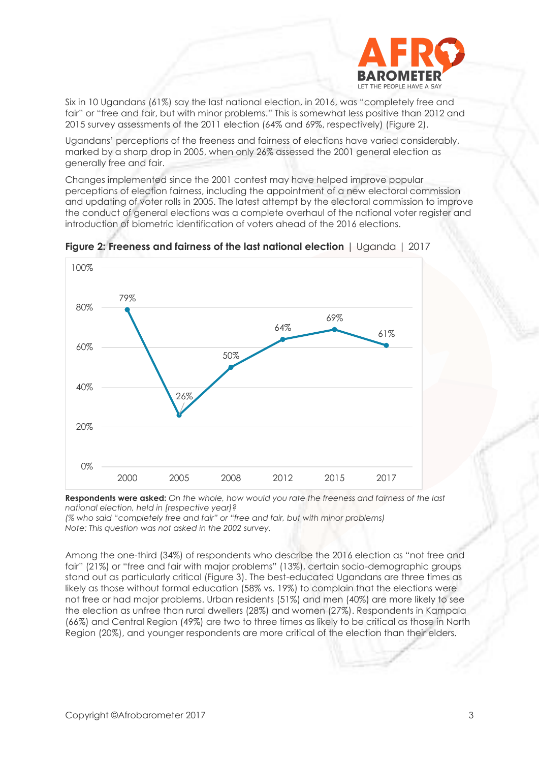Six in 10 Ugandans (61%) say the last national election, in 2016, was "completely free and fair" or "free and fair, but with minor problems." This is somewhat less positive than 2012 and 2015 survey assessments of the 2011 election (64% and 69%, respectively) (Figure 2).

Ugandans' perceptions of the freeness and fairness of elections have varied considerably, marked by a sharp drop in 2005, when only 26% assessed the 2001 general election as generally free and fair.

Changes implemented since the 2001 contest may have helped improve popular perceptions of election fairness, including the appointment of a new electoral commission and updating of voter rolls in 2005. The latest attempt by the electoral commission to improve the conduct of general elections was a complete overhaul of the national voter register and introduction of biometric identification of voters ahead of the 2016 elections.

**Figure 2: Freeness and fairness of the last national election** | Uganda | 2017

100%
80%
60%
40%
20%
0%

79%
26%
50%
64%
69%
61%

2000
2005
2008
2012
2015
2017

**Respondents were asked:** *On the whole, how would you rate the freeness and fairness of the last national election, held in [respective year]?*
*(% who said "completely free and fair" or "free and fair, but with minor problems)*
*Note: This question was not asked in the 2002 survey.*

Among the one-third (34%) of respondents who describe the 2016 election as "not free and fair" (21%) or "free and fair with major problems" (13%), certain socio-demographic groups stand out as particularly critical (Figure 3). The best-educated Ugandans are three times as likely as those without formal education (58% vs. 19%) to complain that the elections were not free or had major problems. Urban residents (51%) and men (40%) are more likely to see the election as unfree than rural dwellers (28%) and women (27%). Respondents in Kampala (66%) and Central Region (49%) are two to three times as likely to be critical as those in North Region (20%), and younger respondents are more critical of the election than their elders.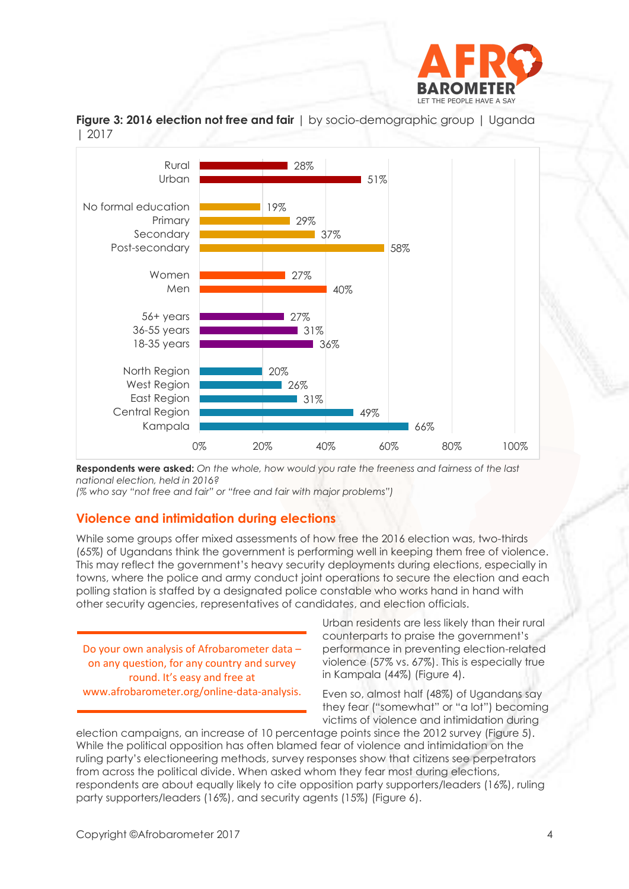**Figure 3: 2016 election not free and fair** | by socio-demographic group | Uganda | 2017

Rural 28%
Urban 51%
No formal education 19%
Primary 29%
Secondary 37%
Post-secondary 58%
Women 27%
Men 40%
56+ years 27%
36-55 years 31%
18-35 years 36%
North Region 20%
West Region 26%
East Region 31%
Central Region 49%
Kampala 66%

0% 20% 40% 60% 80% 100%

**Respondents were asked:** *On the whole, how would you rate the freeness and fairness of the last national election, held in 2016?*
*(% who say "not free and fair" or "free and fair with major problems")*

## Violence and intimidation during elections

While some groups offer mixed assessments of how free the 2016 election was, two-thirds (65%) of Ugandans think the government is performing well in keeping them free of violence. This may reflect the government's heavy security deployments during elections, especially in towns, where the police and army conduct joint operations to secure the election and each polling station is staffed by a designated police constable who works hand in hand with other security agencies, representatives of candidates, and election officials.

Do your own analysis of Afrobarometer data – on any question, for any country and survey round. It's easy and free at www.afrobarometer.org/online-data-analysis.

Urban residents are less likely than their rural counterparts to praise the government's performance in preventing election-related violence (57% vs. 67%). This is especially true in Kampala (44%) (Figure 4).

Even so, almost half (48%) of Ugandans say they fear ("somewhat" or "a lot") becoming victims of violence and intimidation during election campaigns, an increase of 10 percentage points since the 2012 survey (Figure 5). While the political opposition has often blamed fear of violence and intimidation on the ruling party's electioneering methods, survey responses show that citizens see perpetrators from across the political divide. When asked whom they fear most during elections, respondents are about equally likely to cite opposition party supporters/leaders (16%), ruling party supporters/leaders (16%), and security agents (15%) (Figure 6).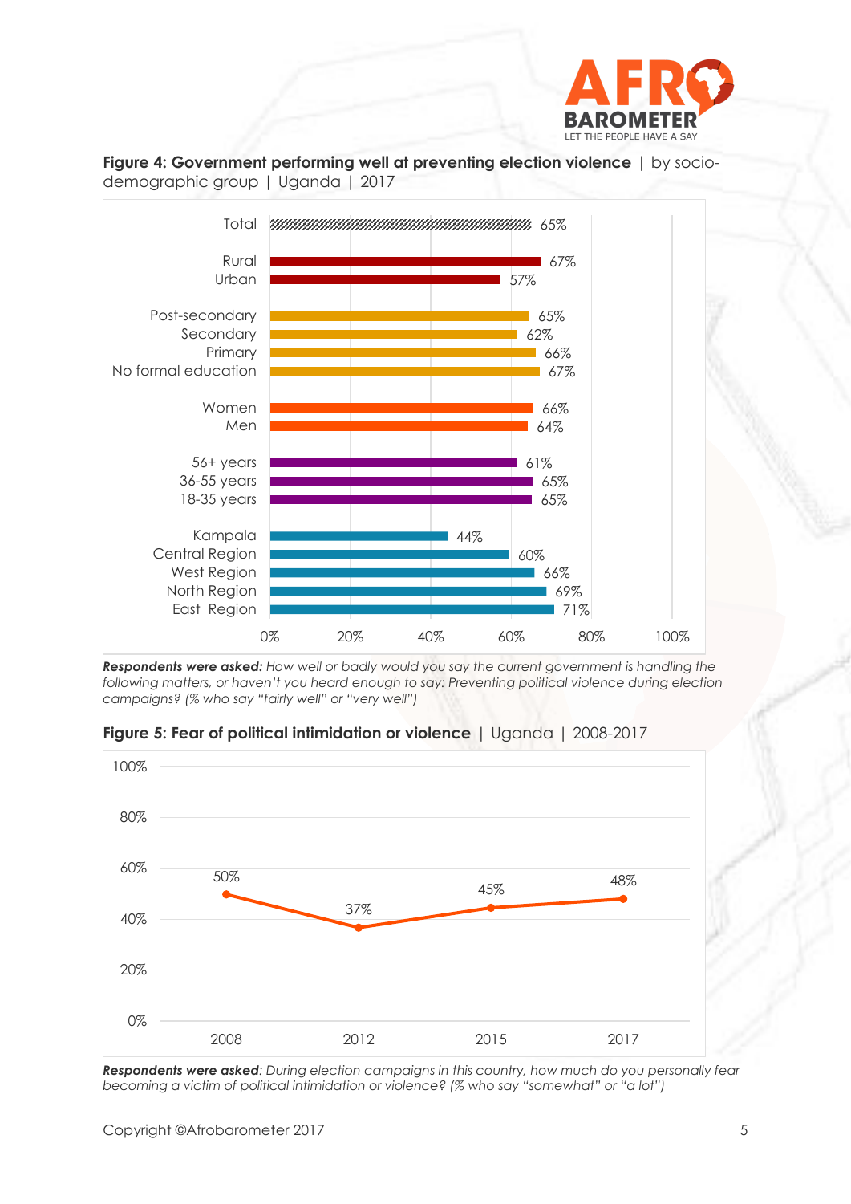**Figure 4: Government performing well at preventing election violence** | by socio-demographic group | Uganda | 2017

Total 65%

Rural 67%
Urban 57%

Post-secondary 65%
Secondary 62%
Primary 66%
No formal education 67%

Women 66%
Men 64%

56+ years 61%
36-55 years 65%
18-35 years 65%

Kampala 44%
Central Region 60%
West Region 66%
North Region 69%
East Region 71%

0% 20% 40% 60% 80% 100%

***Respondents were asked:*** *How well or badly would you say the current government is handling the following matters, or haven't you heard enough to say: Preventing political violence during election campaigns? (% who say "fairly well" or "very well")*

**Figure 5: Fear of political intimidation or violence** | Uganda | 2008-2017

100%
80%
60%
40%
20%
0%

50% 37% 45% 48%

2008 2012 2015 2017

***Respondents were asked****: During election campaigns in this country, how much do you personally fear becoming a victim of political intimidation or violence? (% who say "somewhat" or "a lot")*

Copyright ©Afrobarometer 2017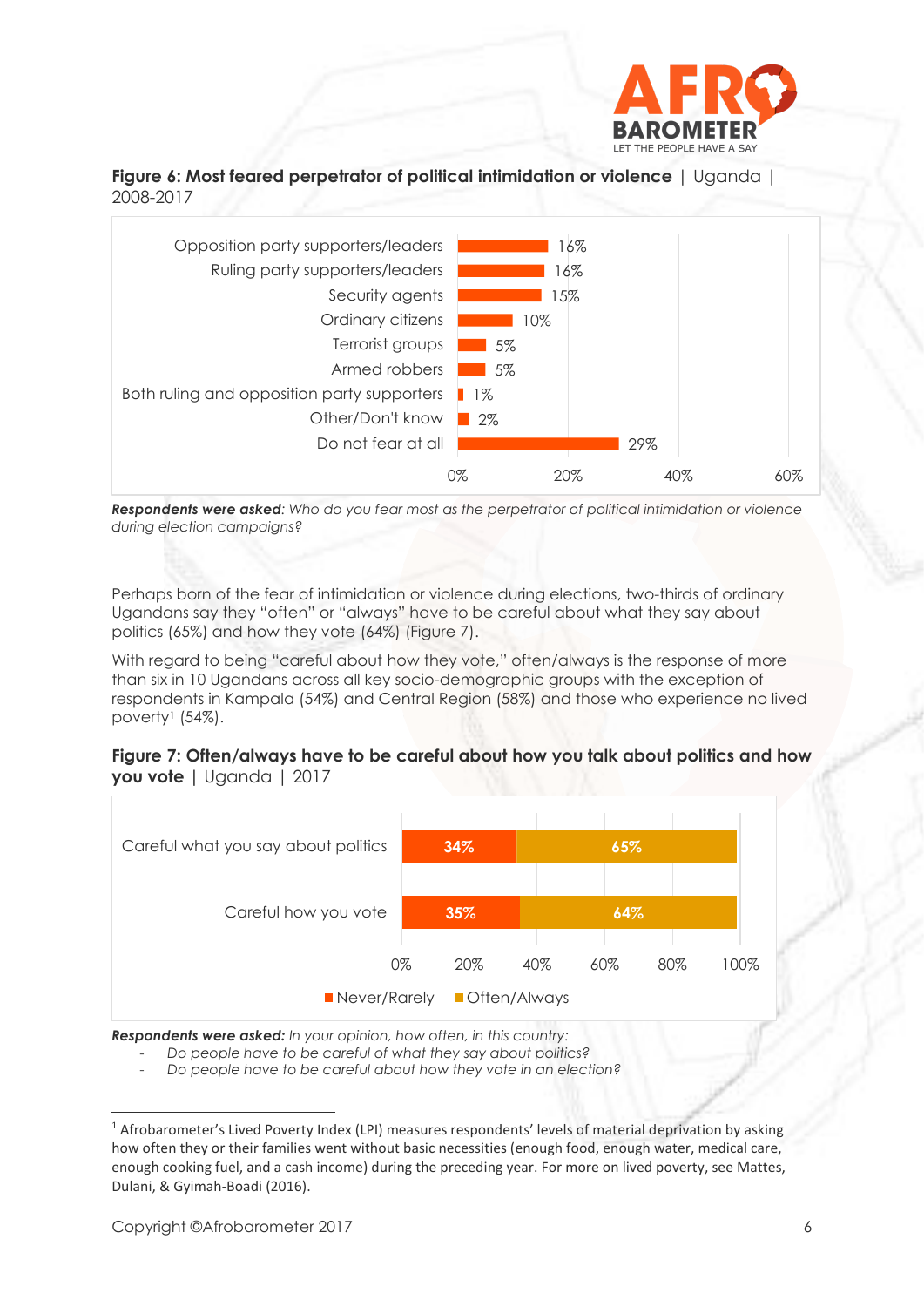**Figure 6: Most feared perpetrator of political intimidation or violence** | Uganda | 2008-2017

Opposition party supporters/leaders 16%
Ruling party supporters/leaders 16%
Security agents 15%
Ordinary citizens 10%
Terrorist groups 5%
Armed robbers 5%
Both ruling and opposition party supporters 1%
Other/Don't know 2%
Do not fear at all 29%

0% 20% 40% 60%

***Respondents were asked****: Who do you fear most as the perpetrator of political intimidation or violence during election campaigns?*

Perhaps born of the fear of intimidation or violence during elections, two-thirds of ordinary Ugandans say they "often" or "always" have to be careful about what they say about politics (65%) and how they vote (64%) (Figure 7).

With regard to being "careful about how they vote," often/always is the response of more than six in 10 Ugandans across all key socio-demographic groups with the exception of respondents in Kampala (54%) and Central Region (58%) and those who experience no lived poverty[1] (54%).

**Figure 7: Often/always have to be careful about how you talk about politics and how you vote** | Uganda | 2017

Careful what you say about politics 34% 65%
Careful how you vote 35% 64%

0% 20% 40% 60% 80% 100%

Never/Rarely Often/Always

***Respondents were asked:*** *In your opinion, how often, in this country:*

- *Do people have to be careful of what they say about politics?*
- *Do people have to be careful about how they vote in an election?*

[1] Afrobarometer's Lived Poverty Index (LPI) measures respondents' levels of material deprivation by asking how often they or their families went without basic necessities (enough food, enough water, medical care, enough cooking fuel, and a cash income) during the preceding year. For more on lived poverty, see Mattes, Dulani, & Gyimah-Boadi (2016).

Copyright ©Afrobarometer 2017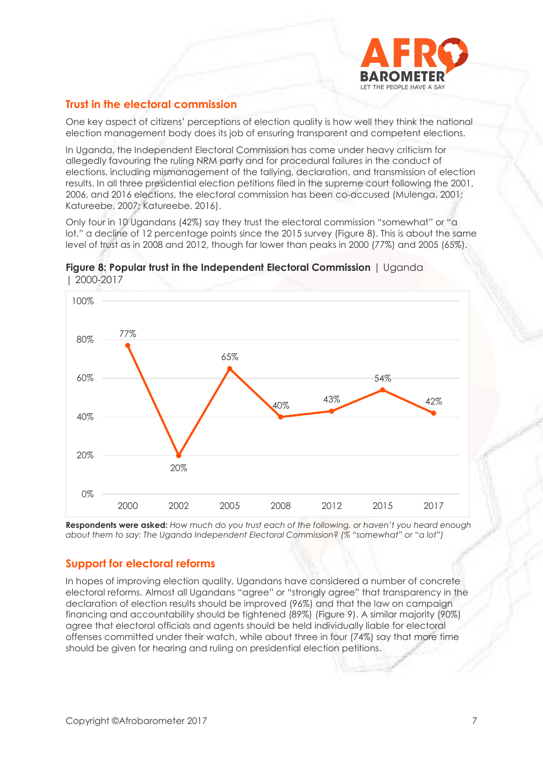## Trust in the electoral commission

One key aspect of citizens' perceptions of election quality is how well they think the national election management body does its job of ensuring transparent and competent elections.

In Uganda, the Independent Electoral Commission has come under heavy criticism for allegedly favouring the ruling NRM party and for procedural failures in the conduct of elections, including mismanagement of the tallying, declaration, and transmission of election results. In all three presidential election petitions filed in the supreme court following the 2001, 2006, and 2016 elections, the electoral commission has been co-accused (Mulenga, 2001; Katureebe, 2007; Katureebe, 2016).

Only four in 10 Ugandans (42%) say they trust the electoral commission "somewhat" or "a lot," a decline of 12 percentage points since the 2015 survey (Figure 8). This is about the same level of trust as in 2008 and 2012, though far lower than peaks in 2000 (77%) and 2005 (65%).

**Figure 8: Popular trust in the Independent Electoral Commission** | Uganda | 2000-2017

100%
80%
60%
40%
20%
0%

77%
20%
65%
40%
43%
54%
42%

2000
2002
2005
2008
2012
2015
2017

**Respondents were asked:** *How much do you trust each of the following, or haven't you heard enough about them to say: The Uganda Independent Electoral Commission? (% "somewhat" or "a lot")*

## Support for electoral reforms

In hopes of improving election quality, Ugandans have considered a number of concrete electoral reforms. Almost all Ugandans "agree" or "strongly agree" that transparency in the declaration of election results should be improved (96%) and that the law on campaign financing and accountability should be tightened (89%) (Figure 9). A similar majority (90%) agree that electoral officials and agents should be held individually liable for electoral offenses committed under their watch, while about three in four (74%) say that more time should be given for hearing and ruling on presidential election petitions.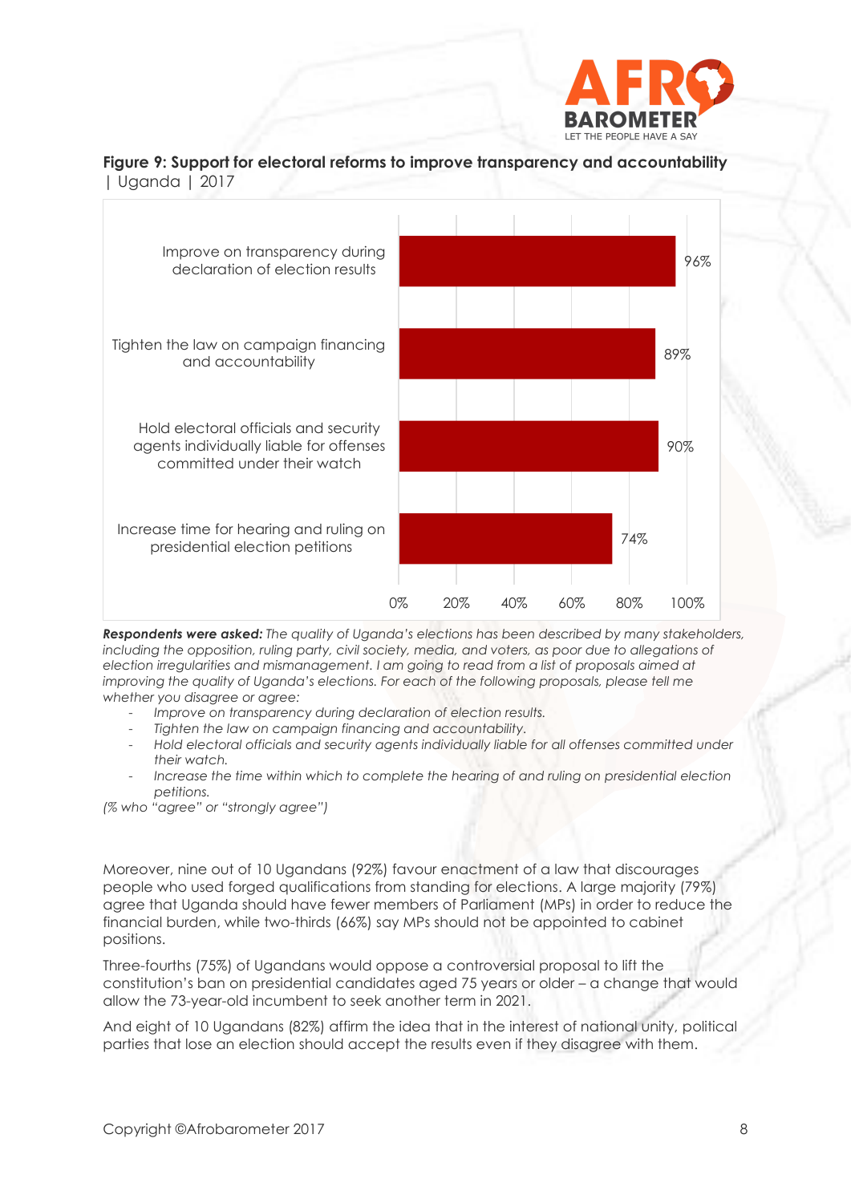**Figure 9: Support for electoral reforms to improve transparency and accountability** | Uganda | 2017

Improve on transparency during declaration of election results
96%

Tighten the law on campaign financing and accountability
89%

Hold electoral officials and security agents individually liable for offenses committed under their watch
90%

Increase time for hearing and ruling on presidential election petitions
74%

0% 20% 40% 60% 80% 100%

***Respondents were asked:*** *The quality of Uganda's elections has been described by many stakeholders, including the opposition, ruling party, civil society, media, and voters, as poor due to allegations of election irregularities and mismanagement. I am going to read from a list of proposals aimed at improving the quality of Uganda's elections. For each of the following proposals, please tell me whether you disagree or agree:*

- *Improve on transparency during declaration of election results.*
- *Tighten the law on campaign financing and accountability.*
- *Hold electoral officials and security agents individually liable for all offenses committed under their watch.*
- *Increase the time within which to complete the hearing of and ruling on presidential election petitions.*

*(% who "agree" or "strongly agree")*

Moreover, nine out of 10 Ugandans (92%) favour enactment of a law that discourages people who used forged qualifications from standing for elections. A large majority (79%) agree that Uganda should have fewer members of Parliament (MPs) in order to reduce the financial burden, while two-thirds (66%) say MPs should not be appointed to cabinet positions.

Three-fourths (75%) of Ugandans would oppose a controversial proposal to lift the constitution's ban on presidential candidates aged 75 years or older – a change that would allow the 73-year-old incumbent to seek another term in 2021.

And eight of 10 Ugandans (82%) affirm the idea that in the interest of national unity, political parties that lose an election should accept the results even if they disagree with them.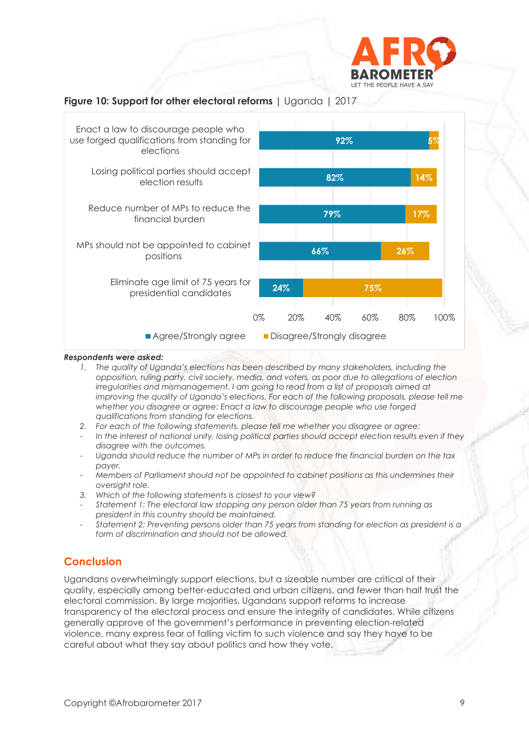**Figure 10: Support for other electoral reforms** | Uganda | 2017

Enact a law to discourage people who use forged qualifications from standing for elections
92%
5%

Losing political parties should accept election results
82%
14%

Reduce number of MPs to reduce the financial burden
79%
17%

MPs should not be appointed to cabinet positions
66%
26%

Eliminate age limit of 75 years for presidential candidates
24%
75%

0% 20% 40% 60% 80% 100%

Agree/Strongly agree
Disagree/Strongly disagree

***Respondents were asked:***

1. *The quality of Uganda's elections has been described by many stakeholders, including the opposition, ruling party, civil society, media, and voters, as poor due to allegations of election irregularities and mismanagement. I am going to read from a list of proposals aimed at improving the quality of Uganda's elections. For each of the following proposals, please tell me whether you disagree or agree: Enact a law to discourage people who use forged qualifications from standing for elections.*
2. *For each of the following statements, please tell me whether you disagree or agree:*
   - *In the interest of national unity, losing political parties should accept election results even if they disagree with the outcomes.*
   - *Uganda should reduce the number of MPs in order to reduce the financial burden on the tax payer.*
   - *Members of Parliament should not be appointed to cabinet positions as this undermines their oversight role.*
3. *Which of the following statements is closest to your view?*
   - *Statement 1: The electoral law stopping any person older than 75 years from running as president in this country should be maintained.*
   - *Statement 2: Preventing persons older than 75 years from standing for election as president is a form of discrimination and should not be allowed.*

## Conclusion

Ugandans overwhelmingly support elections, but a sizeable number are critical of their quality, especially among better-educated and urban citizens, and fewer than half trust the electoral commission. By large majorities, Ugandans support reforms to increase transparency of the electoral process and ensure the integrity of candidates. While citizens generally approve of the government's performance in preventing election-related violence, many express fear of falling victim to such violence and say they have to be careful about what they say about politics and how they vote.

Copyright ©Afrobarometer 2017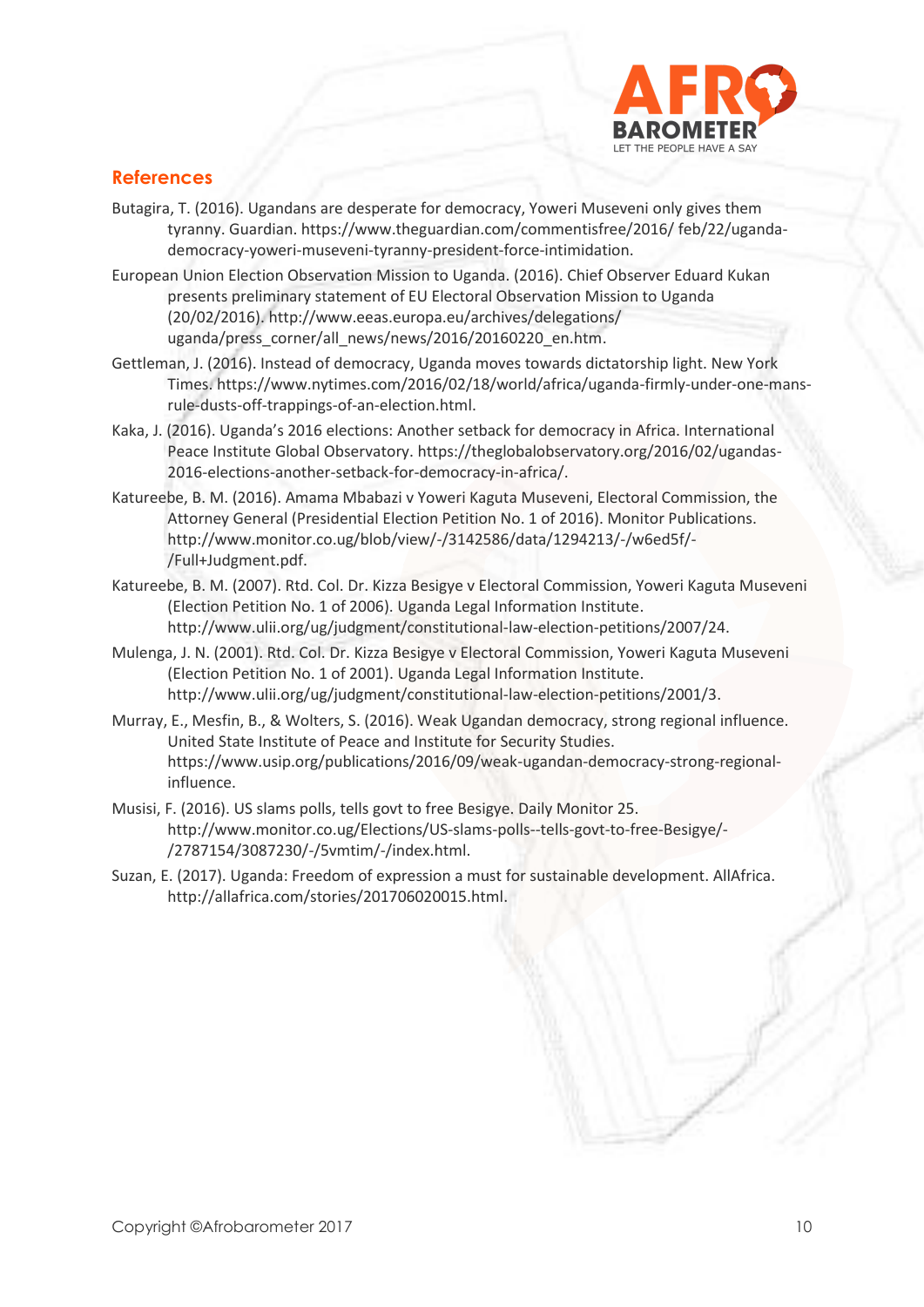## References

Butagira, T. (2016). Ugandans are desperate for democracy, Yoweri Museveni only gives them tyranny. Guardian. https://www.theguardian.com/commentisfree/2016/ feb/22/uganda-democracy-yoweri-museveni-tyranny-president-force-intimidation.

European Union Election Observation Mission to Uganda. (2016). Chief Observer Eduard Kukan presents preliminary statement of EU Electoral Observation Mission to Uganda (20/02/2016). http://www.eeas.europa.eu/archives/delegations/ uganda/press_corner/all_news/news/2016/20160220_en.htm.

Gettleman, J. (2016). Instead of democracy, Uganda moves towards dictatorship light. New York Times. https://www.nytimes.com/2016/02/18/world/africa/uganda-firmly-under-one-mans-rule-dusts-off-trappings-of-an-election.html.

Kaka, J. (2016). Uganda's 2016 elections: Another setback for democracy in Africa. International Peace Institute Global Observatory. https://theglobalobservatory.org/2016/02/ugandas-2016-elections-another-setback-for-democracy-in-africa/.

Katureebe, B. M. (2016). Amama Mbabazi v Yoweri Kaguta Museveni, Electoral Commission, the Attorney General (Presidential Election Petition No. 1 of 2016). Monitor Publications. http://www.monitor.co.ug/blob/view/-/3142586/data/1294213/-/w6ed5f/-/Full+Judgment.pdf.

Katureebe, B. M. (2007). Rtd. Col. Dr. Kizza Besigye v Electoral Commission, Yoweri Kaguta Museveni (Election Petition No. 1 of 2006). Uganda Legal Information Institute. http://www.ulii.org/ug/judgment/constitutional-law-election-petitions/2007/24.

Mulenga, J. N. (2001). Rtd. Col. Dr. Kizza Besigye v Electoral Commission, Yoweri Kaguta Museveni (Election Petition No. 1 of 2001). Uganda Legal Information Institute. http://www.ulii.org/ug/judgment/constitutional-law-election-petitions/2001/3.

Murray, E., Mesfin, B., & Wolters, S. (2016). Weak Ugandan democracy, strong regional influence. United State Institute of Peace and Institute for Security Studies. https://www.usip.org/publications/2016/09/weak-ugandan-democracy-strong-regional-influence.

Musisi, F. (2016). US slams polls, tells govt to free Besigye. Daily Monitor 25. http://www.monitor.co.ug/Elections/US-slams-polls--tells-govt-to-free-Besigye/-/2787154/3087230/-/5vmtim/-/index.html.

Suzan, E. (2017). Uganda: Freedom of expression a must for sustainable development. AllAfrica. http://allafrica.com/stories/201706020015.html.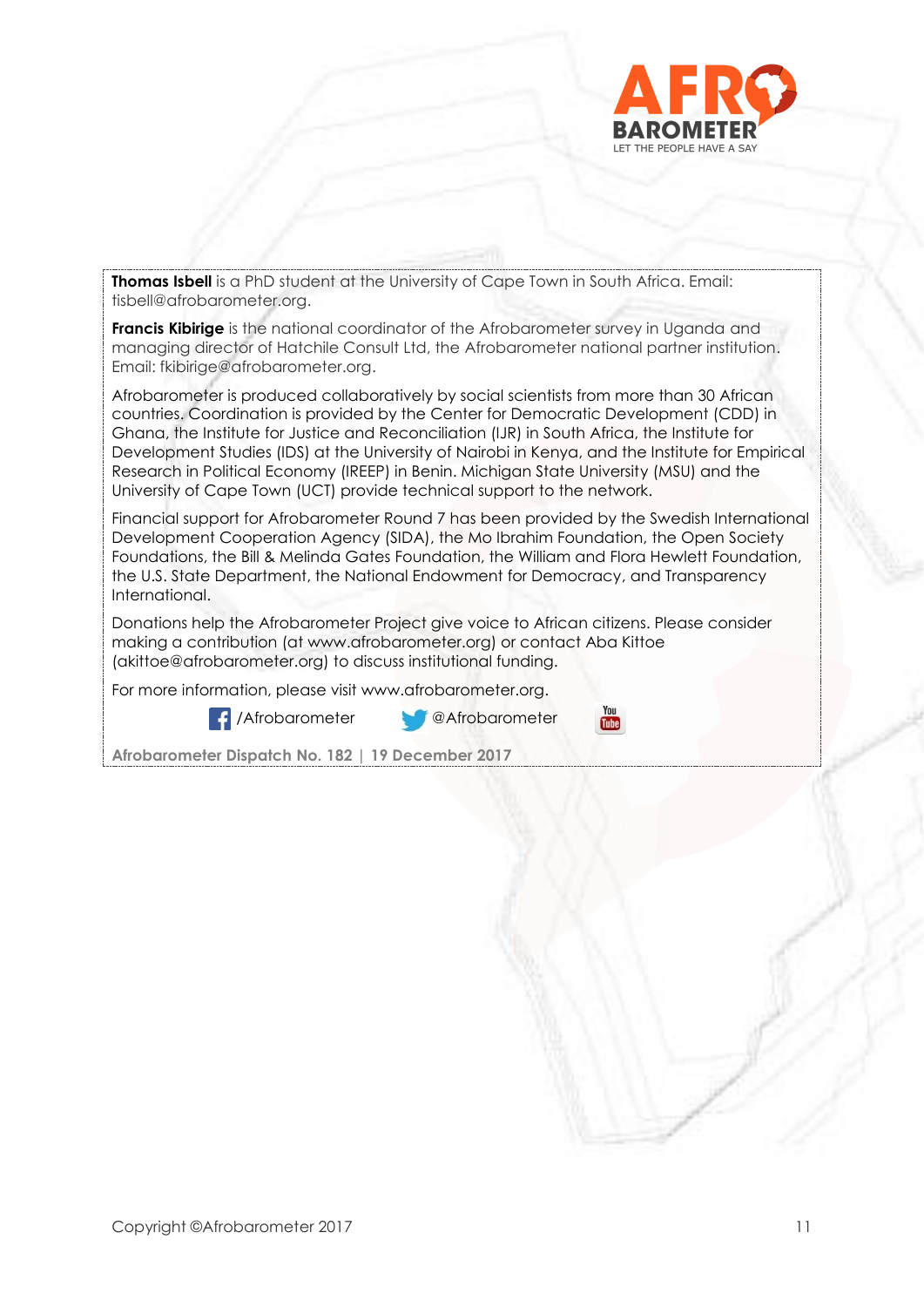**Thomas Isbell** is a PhD student at the University of Cape Town in South Africa. Email: tisbell@afrobarometer.org.

**Francis Kibirige** is the national coordinator of the Afrobarometer survey in Uganda and managing director of Hatchile Consult Ltd, the Afrobarometer national partner institution. Email: fkibirige@afrobarometer.org.

Afrobarometer is produced collaboratively by social scientists from more than 30 African countries. Coordination is provided by the Center for Democratic Development (CDD) in Ghana, the Institute for Justice and Reconciliation (IJR) in South Africa, the Institute for Development Studies (IDS) at the University of Nairobi in Kenya, and the Institute for Empirical Research in Political Economy (IREEP) in Benin. Michigan State University (MSU) and the University of Cape Town (UCT) provide technical support to the network.

Financial support for Afrobarometer Round 7 has been provided by the Swedish International Development Cooperation Agency (SIDA), the Mo Ibrahim Foundation, the Open Society Foundations, the Bill & Melinda Gates Foundation, the William and Flora Hewlett Foundation, the U.S. State Department, the National Endowment for Democracy, and Transparency International.

Donations help the Afrobarometer Project give voice to African citizens. Please consider making a contribution (at www.afrobarometer.org) or contact Aba Kittoe (akittoe@afrobarometer.org) to discuss institutional funding.

For more information, please visit www.afrobarometer.org.

/Afrobarometer @Afrobarometer

**Afrobarometer Dispatch No. 182 | 19 December 2017**

Copyright ©Afrobarometer 2017